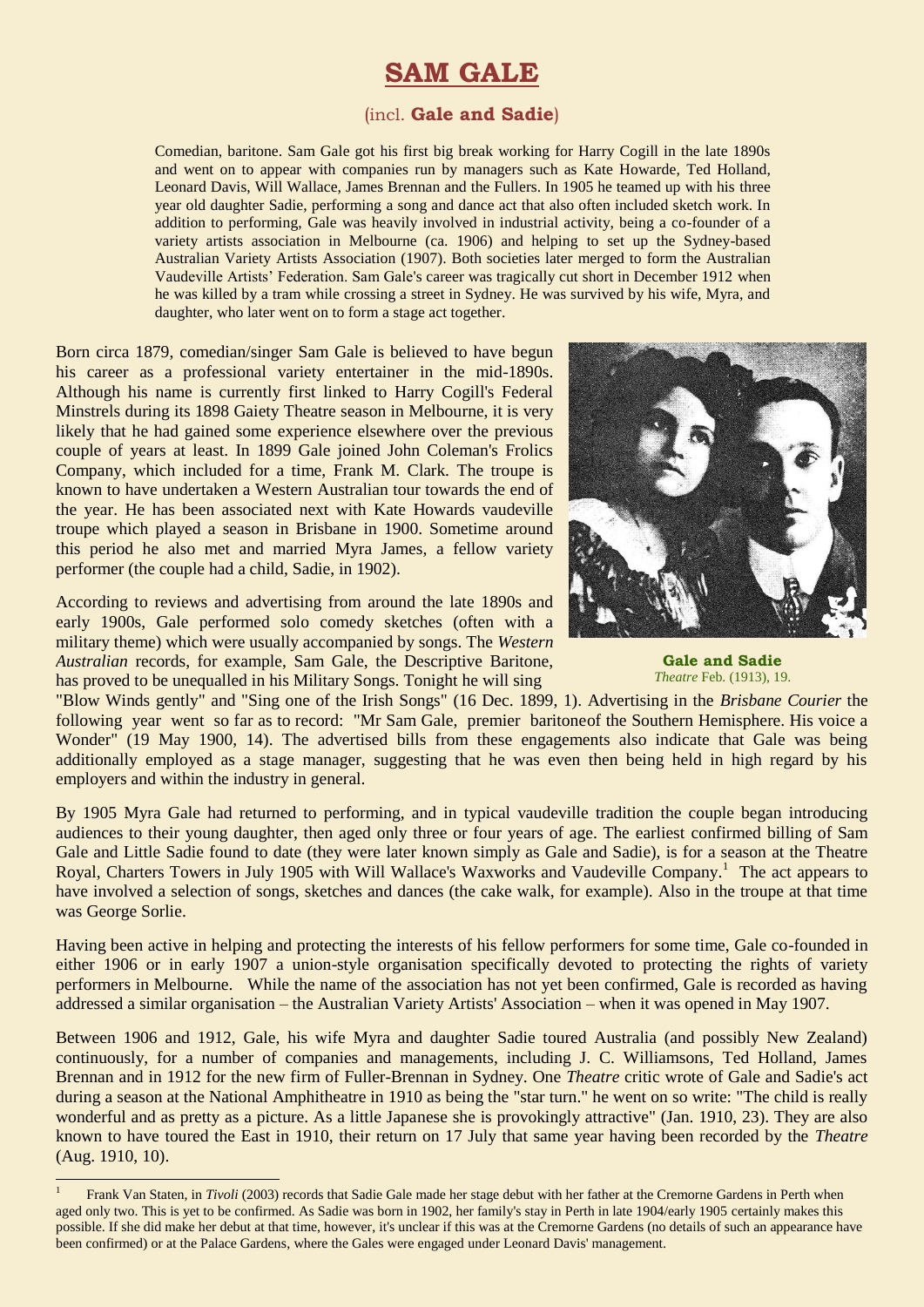# SAM GALE

## (incl. **Gale and Sadie**)

Comedian, baritone. Sam Gale got his first big break working for Harry Cogill in the late 1890s and went on to appear with companies run by managers such as Kate Howarde, Ted Holland, Leonard Davis, Will Wallace, James Brennan and the Fullers. In 1905 he teamed up with his three year old daughter Sadie, performing a song and dance act that also often included sketch work. In addition to performing, Gale was heavily involved in industrial activity, being a co-founder of a variety artists association in Melbourne (ca. 1906) and helping to set up the Sydney-based Australian Variety Artists Association (1907). Both societies later merged to form the Australian Vaudeville Artists' Federation. Sam Gale's career was tragically cut short in December 1912 when he was killed by a tram while crossing a street in Sydney. He was survived by his wife, Myra, and daughter, who later went on to form a stage act together.

Born circa 1879, comedian/singer Sam Gale is believed to have begun his career as a professional variety entertainer in the mid-1890s. Although his name is currently first linked to Harry Cogill's Federal Minstrels during its 1898 Gaiety Theatre season in Melbourne, it is very likely that he had gained some experience elsewhere over the previous couple of years at least. In 1899 Gale joined John Coleman's Frolics Company, which included for a time, Frank M. Clark. The troupe is known to have undertaken a Western Australian tour towards the end of the year. He has been associated next with Kate Howards vaudeville troupe which played a season in Brisbane in 1900. Sometime around this period he also met and married Myra James, a fellow variety performer (the couple had a child, Sadie, in 1902).

**Gale and Sadie**
*Theatre* Feb. (1913), 19.

According to reviews and advertising from around the late 1890s and early 1900s, Gale performed solo comedy sketches (often with a military theme) which were usually accompanied by songs. The *Western Australian* records, for example, Sam Gale, the Descriptive Baritone, has proved to be unequalled in his Military Songs. Tonight he will sing "Blow Winds gently" and "Sing one of the Irish Songs" (16 Dec. 1899, 1). Advertising in the *Brisbane Courier* the following year went so far as to record: "Mr Sam Gale, premier baritoneof the Southern Hemisphere. His voice a Wonder" (19 May 1900, 14). The advertised bills from these engagements also indicate that Gale was being additionally employed as a stage manager, suggesting that he was even then being held in high regard by his employers and within the industry in general.

By 1905 Myra Gale had returned to performing, and in typical vaudeville tradition the couple began introducing audiences to their young daughter, then aged only three or four years of age. The earliest confirmed billing of Sam Gale and Little Sadie found to date (they were later known simply as Gale and Sadie), is for a season at the Theatre Royal, Charters Towers in July 1905 with Will Wallace's Waxworks and Vaudeville Company.[1] The act appears to have involved a selection of songs, sketches and dances (the cake walk, for example). Also in the troupe at that time was George Sorlie.

Having been active in helping and protecting the interests of his fellow performers for some time, Gale co-founded in either 1906 or in early 1907 a union-style organisation specifically devoted to protecting the rights of variety performers in Melbourne. While the name of the association has not yet been confirmed, Gale is recorded as having addressed a similar organisation – the Australian Variety Artists' Association – when it was opened in May 1907.

Between 1906 and 1912, Gale, his wife Myra and daughter Sadie toured Australia (and possibly New Zealand) continuously, for a number of companies and managements, including J. C. Williamsons, Ted Holland, James Brennan and in 1912 for the new firm of Fuller-Brennan in Sydney. One *Theatre* critic wrote of Gale and Sadie's act during a season at the National Amphitheatre in 1910 as being the "star turn." he went on so write: "The child is really wonderful and as pretty as a picture. As a little Japanese she is provokingly attractive" (Jan. 1910, 23). They are also known to have toured the East in 1910, their return on 17 July that same year having been recorded by the *Theatre* (Aug. 1910, 10).

---

[1] Frank Van Staten, in *Tivoli* (2003) records that Sadie Gale made her stage debut with her father at the Cremorne Gardens in Perth when aged only two. This is yet to be confirmed. As Sadie was born in 1902, her family's stay in Perth in late 1904/early 1905 certainly makes this possible. If she did make her debut at that time, however, it's unclear if this was at the Cremorne Gardens (no details of such an appearance have been confirmed) or at the Palace Gardens, where the Gales were engaged under Leonard Davis' management.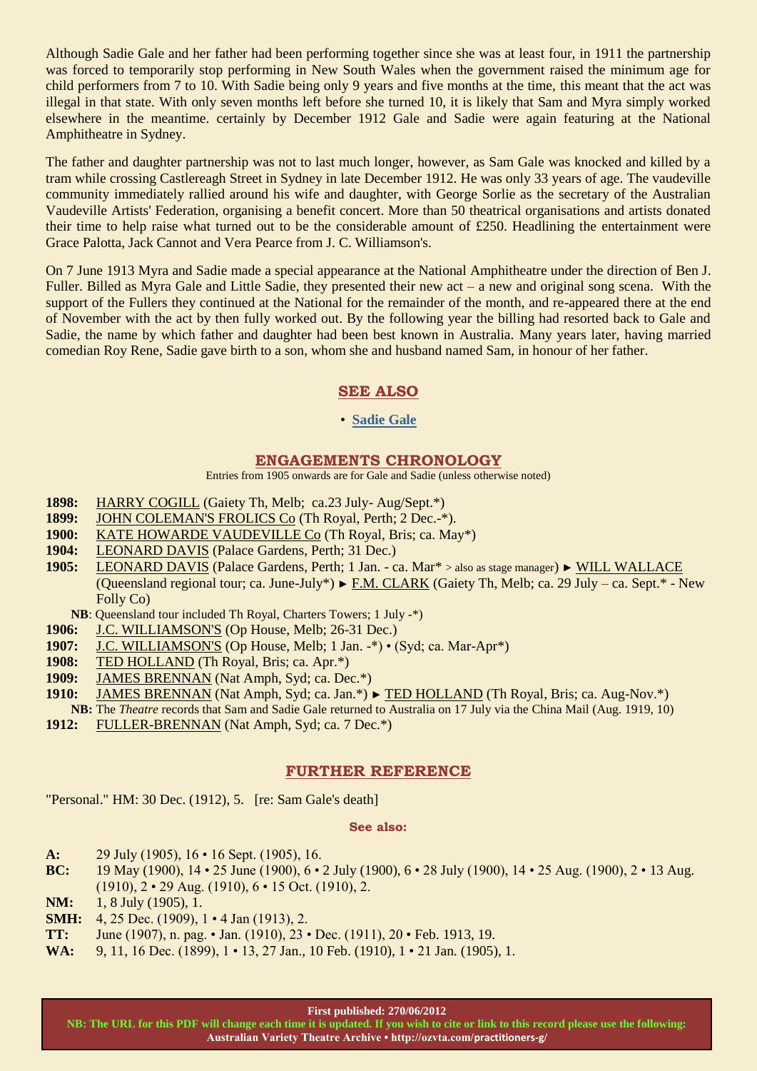Although Sadie Gale and her father had been performing together since she was at least four, in 1911 the partnership was forced to temporarily stop performing in New South Wales when the government raised the minimum age for child performers from 7 to 10. With Sadie being only 9 years and five months at the time, this meant that the act was illegal in that state. With only seven months left before she turned 10, it is likely that Sam and Myra simply worked elsewhere in the meantime. certainly by December 1912 Gale and Sadie were again featuring at the National Amphitheatre in Sydney.

The father and daughter partnership was not to last much longer, however, as Sam Gale was knocked and killed by a tram while crossing Castlereagh Street in Sydney in late December 1912. He was only 33 years of age. The vaudeville community immediately rallied around his wife and daughter, with George Sorlie as the secretary of the Australian Vaudeville Artists' Federation, organising a benefit concert. More than 50 theatrical organisations and artists donated their time to help raise what turned out to be the considerable amount of £250. Headlining the entertainment were Grace Palotta, Jack Cannot and Vera Pearce from J. C. Williamson's.

On 7 June 1913 Myra and Sadie made a special appearance at the National Amphitheatre under the direction of Ben J. Fuller. Billed as Myra Gale and Little Sadie, they presented their new act – a new and original song scena. With the support of the Fullers they continued at the National for the remainder of the month, and re-appeared there at the end of November with the act by then fully worked out. By the following year the billing had resorted back to Gale and Sadie, the name by which father and daughter had been best known in Australia. Many years later, having married comedian Roy Rene, Sadie gave birth to a son, whom she and husband named Sam, in honour of her father.

## SEE ALSO

- **Sadie Gale**

## ENGAGEMENTS CHRONOLOGY

Entries from 1905 onwards are for Gale and Sadie (unless otherwise noted)

**1898:** HARRY COGILL (Gaiety Th, Melb; ca.23 July- Aug/Sept.*)
**1899:** JOHN COLEMAN'S FROLICS Co (Th Royal, Perth; 2 Dec.-*).
**1900:** KATE HOWARDE VAUDEVILLE Co (Th Royal, Bris; ca. May*)
**1904:** LEONARD DAVIS (Palace Gardens, Perth; 31 Dec.)
**1905:** LEONARD DAVIS (Palace Gardens, Perth; 1 Jan. - ca. Mar* > also as stage manager) ► WILL WALLACE (Queensland regional tour; ca. June-July*) ► F.M. CLARK (Gaiety Th, Melb; ca. 29 July – ca. Sept.* - New Folly Co)
**NB**: Queensland tour included Th Royal, Charters Towers; 1 July -*)
**1906:** J.C. WILLIAMSON'S (Op House, Melb; 26-31 Dec.)
**1907:** J.C. WILLIAMSON'S (Op House, Melb; 1 Jan. -*) • (Syd; ca. Mar-Apr*)
**1908:** TED HOLLAND (Th Royal, Bris; ca. Apr.*)
**1909:** JAMES BRENNAN (Nat Amph, Syd; ca. Dec.*)
**1910:** JAMES BRENNAN (Nat Amph, Syd; ca. Jan.*) ► TED HOLLAND (Th Royal, Bris; ca. Aug-Nov.*)
**NB:** The *Theatre* records that Sam and Sadie Gale returned to Australia on 17 July via the China Mail (Aug. 1919, 10)
**1912:** FULLER-BRENNAN (Nat Amph, Syd; ca. 7 Dec.*)

## FURTHER REFERENCE

"Personal." HM: 30 Dec. (1912), 5. [re: Sam Gale's death]

### See also:

**A:** 29 July (1905), 16 • 16 Sept. (1905), 16.
**BC:** 19 May (1900), 14 • 25 June (1900), 6 • 2 July (1900), 6 • 28 July (1900), 14 • 25 Aug. (1900), 2 • 13 Aug. (1910), 2 • 29 Aug. (1910), 6 • 15 Oct. (1910), 2.
**NM:** 1, 8 July (1905), 1.
**SMH:** 4, 25 Dec. (1909), 1 • 4 Jan (1913), 2.
**TT:** June (1907), n. pag. • Jan. (1910), 23 • Dec. (1911), 20 • Feb. 1913, 19.
**WA:** 9, 11, 16 Dec. (1899), 1 • 13, 27 Jan., 10 Feb. (1910), 1 • 21 Jan. (1905), 1.

**First published: 270/06/2012**
**NB: The URL for this PDF will change each time it is updated. If you wish to cite or link to this record please use the following: Australian Variety Theatre Archive • http://ozvta.com/practitioners-g/**